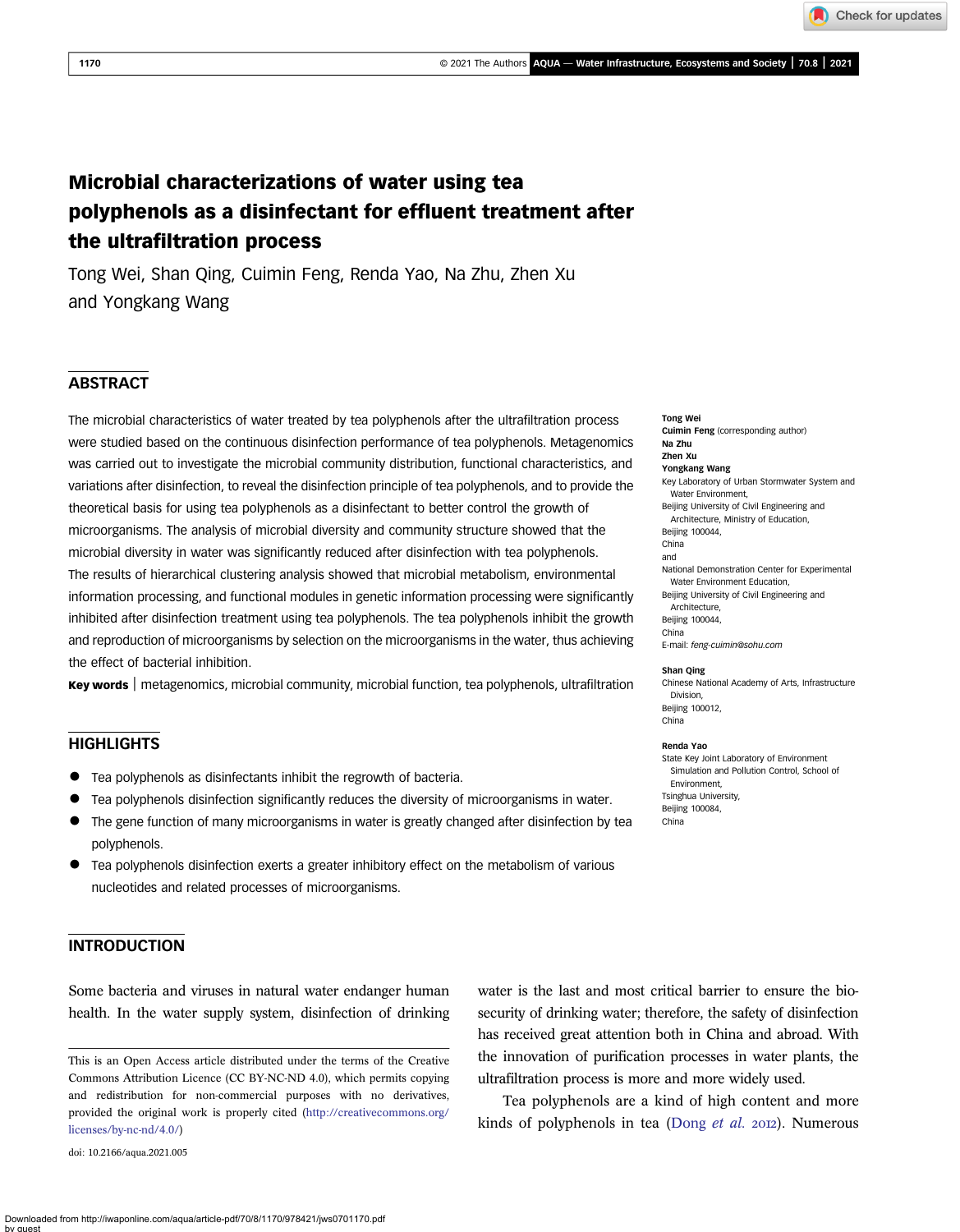# Microbial characterizations of water using tea polyphenols as a disinfectant for effluent treatment after the ultrafiltration process

Tong Wei, Shan Qing, Cuimin Feng, Renda Yao, Na Zhu, Zhen Xu and Yongkang Wang

## ABSTRACT

The microbial characteristics of water treated by tea polyphenols after the ultrafiltration process were studied based on the continuous disinfection performance of tea polyphenols. Metagenomics was carried out to investigate the microbial community distribution, functional characteristics, and variations after disinfection, to reveal the disinfection principle of tea polyphenols, and to provide the theoretical basis for using tea polyphenols as a disinfectant to better control the growth of microorganisms. The analysis of microbial diversity and community structure showed that the microbial diversity in water was significantly reduced after disinfection with tea polyphenols. The results of hierarchical clustering analysis showed that microbial metabolism, environmental information processing, and functional modules in genetic information processing were significantly inhibited after disinfection treatment using tea polyphenols. The tea polyphenols inhibit the growth and reproduction of microorganisms by selection on the microorganisms in the water, thus achieving the effect of bacterial inhibition.

**Key words** | metagenomics, microbial community, microbial function, tea polyphenols, ultrafiltration

**Tong Wei**
**Cuimin Feng** (corresponding author)
**Na Zhu**
**Zhen Xu**
**Yongkang Wang**
Key Laboratory of Urban Stormwater System and Water Environment,
Beijing University of Civil Engineering and Architecture, Ministry of Education,
Beijing 100044,
China
and
National Demonstration Center for Experimental Water Environment Education,
Beijing University of Civil Engineering and Architecture,
Beijing 100044,
China
E-mail: *feng-cuimin@sohu.com*

**Shan Qing**
Chinese National Academy of Arts, Infrastructure Division,
Beijing 100012,
China

**Renda Yao**
State Key Joint Laboratory of Environment Simulation and Pollution Control, School of Environment,
Tsinghua University,
Beijing 100084,
China

## HIGHLIGHTS

- Tea polyphenols as disinfectants inhibit the regrowth of bacteria.
- Tea polyphenols disinfection significantly reduces the diversity of microorganisms in water.
- The gene function of many microorganisms in water is greatly changed after disinfection by tea polyphenols.
- Tea polyphenols disinfection exerts a greater inhibitory effect on the metabolism of various nucleotides and related processes of microorganisms.

## INTRODUCTION

Some bacteria and viruses in natural water endanger human health. In the water supply system, disinfection of drinking water is the last and most critical barrier to ensure the biosecurity of drinking water; therefore, the safety of disinfection has received great attention both in China and abroad. With the innovation of purification processes in water plants, the ultrafiltration process is more and more widely used.

Tea polyphenols are a kind of high content and more kinds of polyphenols in tea (Dong *et al.* 2012). Numerous

This is an Open Access article distributed under the terms of the Creative Commons Attribution Licence (CC BY-NC-ND 4.0), which permits copying and redistribution for non-commercial purposes with no derivatives, provided the original work is properly cited (http://creativecommons.org/licenses/by-nc-nd/4.0/)

doi: 10.2166/aqua.2021.005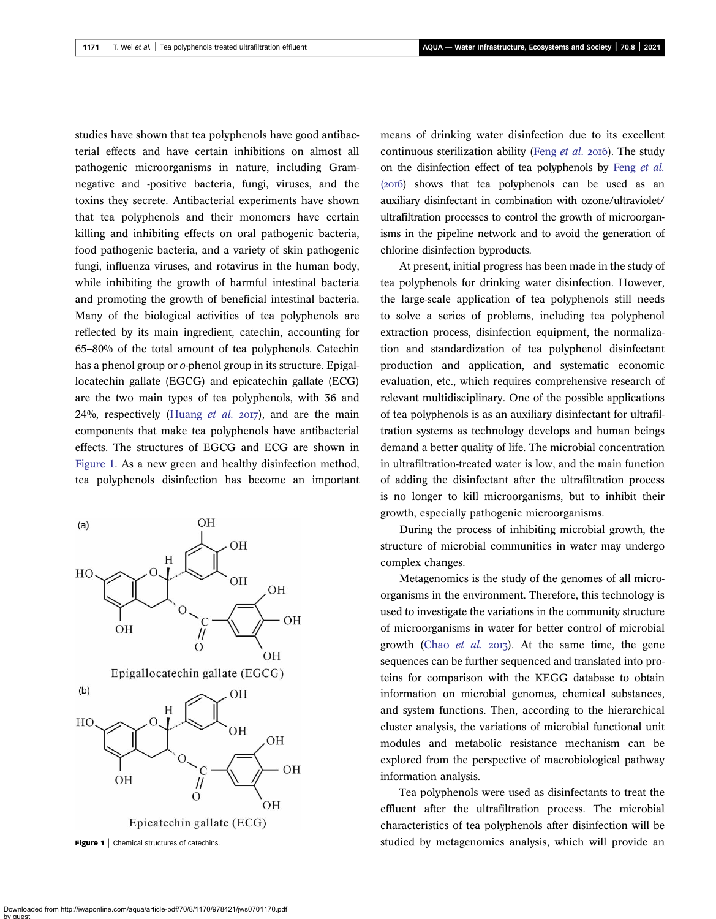studies have shown that tea polyphenols have good antibacterial effects and have certain inhibitions on almost all pathogenic microorganisms in nature, including Gram-negative and -positive bacteria, fungi, viruses, and the toxins they secrete. Antibacterial experiments have shown that tea polyphenols and their monomers have certain killing and inhibiting effects on oral pathogenic bacteria, food pathogenic bacteria, and a variety of skin pathogenic fungi, influenza viruses, and rotavirus in the human body, while inhibiting the growth of harmful intestinal bacteria and promoting the growth of beneficial intestinal bacteria. Many of the biological activities of tea polyphenols are reflected by its main ingredient, catechin, accounting for 65–80% of the total amount of tea polyphenols. Catechin has a phenol group or *o*-phenol group in its structure. Epigallocatechin gallate (EGCG) and epicatechin gallate (ECG) are the two main types of tea polyphenols, with 36 and 24%, respectively (Huang *et al.* 2017), and are the main components that make tea polyphenols have antibacterial effects. The structures of EGCG and ECG are shown in Figure 1. As a new green and healthy disinfection method, tea polyphenols disinfection has become an important means of drinking water disinfection due to its excellent continuous sterilization ability (Feng *et al.* 2016). The study on the disinfection effect of tea polyphenols by Feng *et al.* (2016) shows that tea polyphenols can be used as an auxiliary disinfectant in combination with ozone/ultraviolet/ultrafiltration processes to control the growth of microorganisms in the pipeline network and to avoid the generation of chlorine disinfection byproducts.

(a) Epigallocatechin gallate (EGCG)

(b) Epicatechin gallate (ECG)

**Figure 1** | Chemical structures of catechins.

At present, initial progress has been made in the study of tea polyphenols for drinking water disinfection. However, the large-scale application of tea polyphenols still needs to solve a series of problems, including tea polyphenol extraction process, disinfection equipment, the normalization and standardization of tea polyphenol disinfectant production and application, and systematic economic evaluation, etc., which requires comprehensive research of relevant multidisciplinary. One of the possible applications of tea polyphenols is as an auxiliary disinfectant for ultrafiltration systems as technology develops and human beings demand a better quality of life. The microbial concentration in ultrafiltration-treated water is low, and the main function of adding the disinfectant after the ultrafiltration process is no longer to kill microorganisms, but to inhibit their growth, especially pathogenic microorganisms.

During the process of inhibiting microbial growth, the structure of microbial communities in water may undergo complex changes.

Metagenomics is the study of the genomes of all microorganisms in the environment. Therefore, this technology is used to investigate the variations in the community structure of microorganisms in water for better control of microbial growth (Chao *et al.* 2013). At the same time, the gene sequences can be further sequenced and translated into proteins for comparison with the KEGG database to obtain information on microbial genomes, chemical substances, and system functions. Then, according to the hierarchical cluster analysis, the variations of microbial functional unit modules and metabolic resistance mechanism can be explored from the perspective of macrobiological pathway information analysis.

Tea polyphenols were used as disinfectants to treat the effluent after the ultrafiltration process. The microbial characteristics of tea polyphenols after disinfection will be studied by metagenomics analysis, which will provide an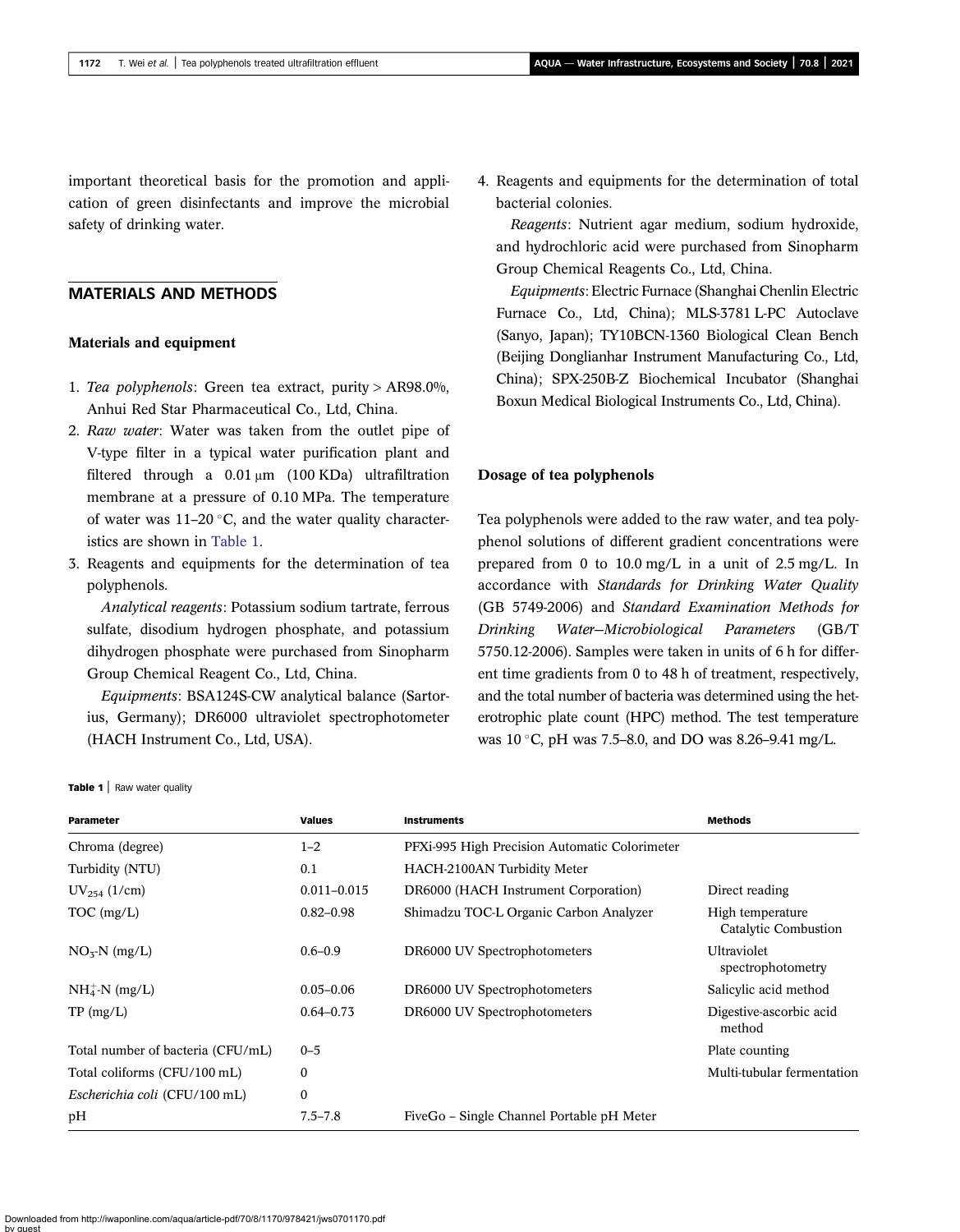important theoretical basis for the promotion and application of green disinfectants and improve the microbial safety of drinking water.

## MATERIALS AND METHODS

### Materials and equipment

1. *Tea polyphenols*: Green tea extract, purity > AR98.0%, Anhui Red Star Pharmaceutical Co., Ltd, China.
2. *Raw water*: Water was taken from the outlet pipe of V-type filter in a typical water purification plant and filtered through a 0.01 μm (100 KDa) ultrafiltration membrane at a pressure of 0.10 MPa. The temperature of water was 11–20 °C, and the water quality characteristics are shown in Table 1.
3. Reagents and equipments for the determination of tea polyphenols.

   *Analytical reagents*: Potassium sodium tartrate, ferrous sulfate, disodium hydrogen phosphate, and potassium dihydrogen phosphate were purchased from Sinopharm Group Chemical Reagent Co., Ltd, China.

   *Equipments*: BSA124S-CW analytical balance (Sartorius, Germany); DR6000 ultraviolet spectrophotometer (HACH Instrument Co., Ltd, USA).
4. Reagents and equipments for the determination of total bacterial colonies.

   *Reagents*: Nutrient agar medium, sodium hydroxide, and hydrochloric acid were purchased from Sinopharm Group Chemical Reagents Co., Ltd, China.

   *Equipments*: Electric Furnace (Shanghai Chenlin Electric Furnace Co., Ltd, China); MLS-3781 L-PC Autoclave (Sanyo, Japan); TY10BCN-1360 Biological Clean Bench (Beijing Donglianhar Instrument Manufacturing Co., Ltd, China); SPX-250B-Z Biochemical Incubator (Shanghai Boxun Medical Biological Instruments Co., Ltd, China).

### Dosage of tea polyphenols

Tea polyphenols were added to the raw water, and tea polyphenol solutions of different gradient concentrations were prepared from 0 to 10.0 mg/L in a unit of 2.5 mg/L. In accordance with *Standards for Drinking Water Quality* (GB 5749-2006) and *Standard Examination Methods for Drinking Water–Microbiological Parameters* (GB/T 5750.12-2006). Samples were taken in units of 6 h for different time gradients from 0 to 48 h of treatment, respectively, and the total number of bacteria was determined using the heterotrophic plate count (HPC) method. The test temperature was 10 °C, pH was 7.5–8.0, and DO was 8.26–9.41 mg/L.

**Table 1** | Raw water quality

| Parameter | Values | Instruments | Methods |
|---|---|---|---|
| Chroma (degree) | 1–2 | PFXi-995 High Precision Automatic Colorimeter | |
| Turbidity (NTU) | 0.1 | HACH-2100AN Turbidity Meter | |
| $UV_{254}$ (1/cm) | 0.011–0.015 | DR6000 (HACH Instrument Corporation) | Direct reading |
| TOC (mg/L) | 0.82–0.98 | Shimadzu TOC-L Organic Carbon Analyzer | High temperature Catalytic Combustion |
| $NO_3$-N (mg/L) | 0.6–0.9 | DR6000 UV Spectrophotometers | Ultraviolet spectrophotometry |
| $NH_4^+$-N (mg/L) | 0.05–0.06 | DR6000 UV Spectrophotometers | Salicylic acid method |
| TP (mg/L) | 0.64–0.73 | DR6000 UV Spectrophotometers | Digestive-ascorbic acid method |
| Total number of bacteria (CFU/mL) | 0–5 | | Plate counting |
| Total coliforms (CFU/100 mL) | 0 | | Multi-tubular fermentation |
| *Escherichia coli* (CFU/100 mL) | 0 | | |
| pH | 7.5–7.8 | FiveGo – Single Channel Portable pH Meter | |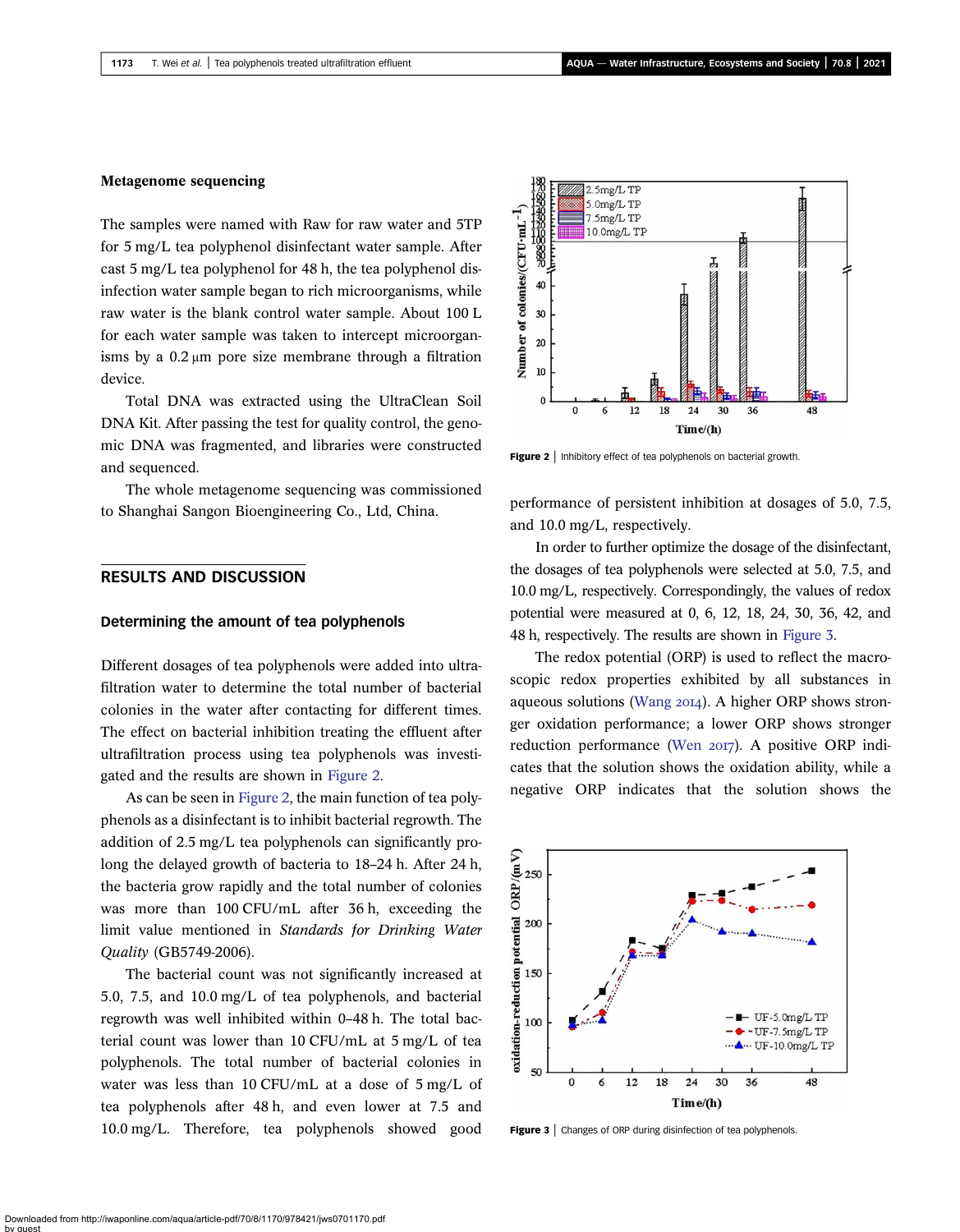### Metagenome sequencing

The samples were named with Raw for raw water and 5TP for 5 mg/L tea polyphenol disinfectant water sample. After cast 5 mg/L tea polyphenol for 48 h, the tea polyphenol disinfection water sample began to rich microorganisms, while raw water is the blank control water sample. About 100 L for each water sample was taken to intercept microorganisms by a 0.2 μm pore size membrane through a filtration device.

Total DNA was extracted using the UltraClean Soil DNA Kit. After passing the test for quality control, the genomic DNA was fragmented, and libraries were constructed and sequenced.

The whole metagenome sequencing was commissioned to Shanghai Sangon Bioengineering Co., Ltd, China.

## RESULTS AND DISCUSSION

### Determining the amount of tea polyphenols

Different dosages of tea polyphenols were added into ultrafiltration water to determine the total number of bacterial colonies in the water after contacting for different times. The effect on bacterial inhibition treating the effluent after ultrafiltration process using tea polyphenols was investigated and the results are shown in Figure 2.

As can be seen in Figure 2, the main function of tea polyphenols as a disinfectant is to inhibit bacterial regrowth. The addition of 2.5 mg/L tea polyphenols can significantly prolong the delayed growth of bacteria to 18–24 h. After 24 h, the bacteria grow rapidly and the total number of colonies was more than 100 CFU/mL after 36 h, exceeding the limit value mentioned in *Standards for Drinking Water Quality* (GB5749-2006).

The bacterial count was not significantly increased at 5.0, 7.5, and 10.0 mg/L of tea polyphenols, and bacterial regrowth was well inhibited within 0–48 h. The total bacterial count was lower than 10 CFU/mL at 5 mg/L of tea polyphenols. The total number of bacterial colonies in water was less than 10 CFU/mL at a dose of 5 mg/L of tea polyphenols after 48 h, and even lower at 7.5 and 10.0 mg/L. Therefore, tea polyphenols showed good performance of persistent inhibition at dosages of 5.0, 7.5, and 10.0 mg/L, respectively.

Figure 2 | Inhibitory effect of tea polyphenols on bacterial growth.

In order to further optimize the dosage of the disinfectant, the dosages of tea polyphenols were selected at 5.0, 7.5, and 10.0 mg/L, respectively. Correspondingly, the values of redox potential were measured at 0, 6, 12, 18, 24, 30, 36, 42, and 48 h, respectively. The results are shown in Figure 3.

The redox potential (ORP) is used to reflect the macroscopic redox properties exhibited by all substances in aqueous solutions (Wang 2014). A higher ORP shows stronger oxidation performance; a lower ORP shows stronger reduction performance (Wen 2017). A positive ORP indicates that the solution shows the oxidation ability, while a negative ORP indicates that the solution shows the

Figure 3 | Changes of ORP during disinfection of tea polyphenols.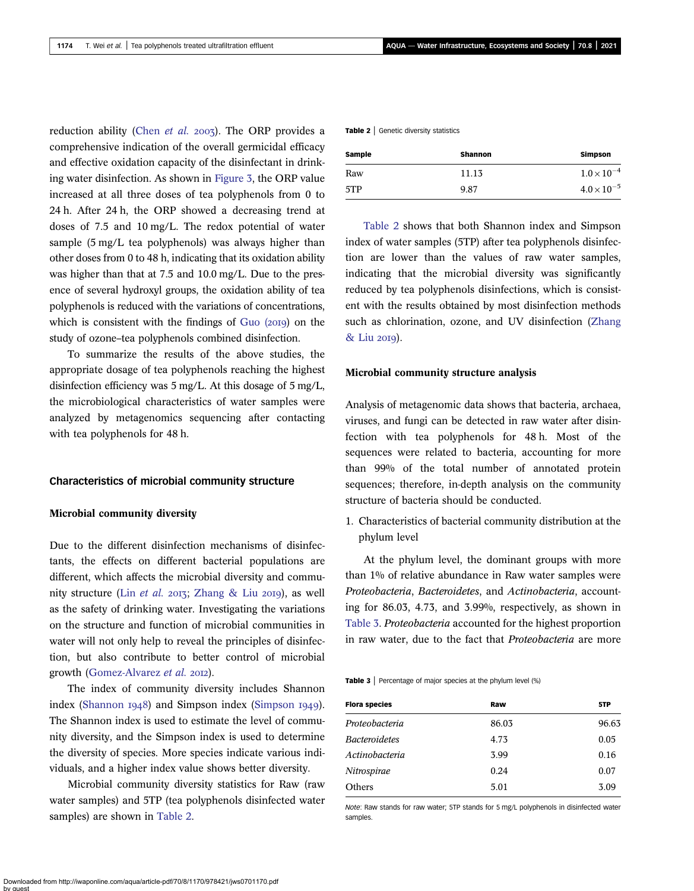reduction ability (Chen *et al.* 2003). The ORP provides a comprehensive indication of the overall germicidal efficacy and effective oxidation capacity of the disinfectant in drinking water disinfection. As shown in Figure 3, the ORP value increased at all three doses of tea polyphenols from 0 to 24 h. After 24 h, the ORP showed a decreasing trend at doses of 7.5 and 10 mg/L. The redox potential of water sample (5 mg/L tea polyphenols) was always higher than other doses from 0 to 48 h, indicating that its oxidation ability was higher than that at 7.5 and 10.0 mg/L. Due to the presence of several hydroxyl groups, the oxidation ability of tea polyphenols is reduced with the variations of concentrations, which is consistent with the findings of Guo (2019) on the study of ozone–tea polyphenols combined disinfection.

To summarize the results of the above studies, the appropriate dosage of tea polyphenols reaching the highest disinfection efficiency was 5 mg/L. At this dosage of 5 mg/L, the microbiological characteristics of water samples were analyzed by metagenomics sequencing after contacting with tea polyphenols for 48 h.

## Characteristics of microbial community structure

### Microbial community diversity

Due to the different disinfection mechanisms of disinfectants, the effects on different bacterial populations are different, which affects the microbial diversity and community structure (Lin *et al.* 2013; Zhang & Liu 2019), as well as the safety of drinking water. Investigating the variations on the structure and function of microbial communities in water will not only help to reveal the principles of disinfection, but also contribute to better control of microbial growth (Gomez-Alvarez *et al.* 2012).

The index of community diversity includes Shannon index (Shannon 1948) and Simpson index (Simpson 1949). The Shannon index is used to estimate the level of community diversity, and the Simpson index is used to determine the diversity of species. More species indicate various individuals, and a higher index value shows better diversity.

Microbial community diversity statistics for Raw (raw water samples) and 5TP (tea polyphenols disinfected water samples) are shown in Table 2.

**Table 2** | Genetic diversity statistics

| Sample | Shannon | Simpson |
|---|---|---|
| Raw | 11.13 | $1.0 \times 10^{-4}$ |
| 5TP | 9.87 | $4.0 \times 10^{-5}$ |

Table 2 shows that both Shannon index and Simpson index of water samples (5TP) after tea polyphenols disinfection are lower than the values of raw water samples, indicating that the microbial diversity was significantly reduced by tea polyphenols disinfections, which is consistent with the results obtained by most disinfection methods such as chlorination, ozone, and UV disinfection (Zhang & Liu 2019).

### Microbial community structure analysis

Analysis of metagenomic data shows that bacteria, archaea, viruses, and fungi can be detected in raw water after disinfection with tea polyphenols for 48 h. Most of the sequences were related to bacteria, accounting for more than 99% of the total number of annotated protein sequences; therefore, in-depth analysis on the community structure of bacteria should be conducted.

1. Characteristics of bacterial community distribution at the phylum level

At the phylum level, the dominant groups with more than 1% of relative abundance in Raw water samples were *Proteobacteria*, *Bacteroidetes*, and *Actinobacteria*, accounting for 86.03, 4.73, and 3.99%, respectively, as shown in Table 3. *Proteobacteria* accounted for the highest proportion in raw water, due to the fact that *Proteobacteria* are more

**Table 3** | Percentage of major species at the phylum level (%)

| Flora species | Raw | 5TP |
|---|---|---|
| *Proteobacteria* | 86.03 | 96.63 |
| *Bacteroidetes* | 4.73 | 0.05 |
| *Actinobacteria* | 3.99 | 0.16 |
| *Nitrospirae* | 0.24 | 0.07 |
| Others | 5.01 | 3.09 |

*Note*: Raw stands for raw water; 5TP stands for 5 mg/L polyphenols in disinfected water samples.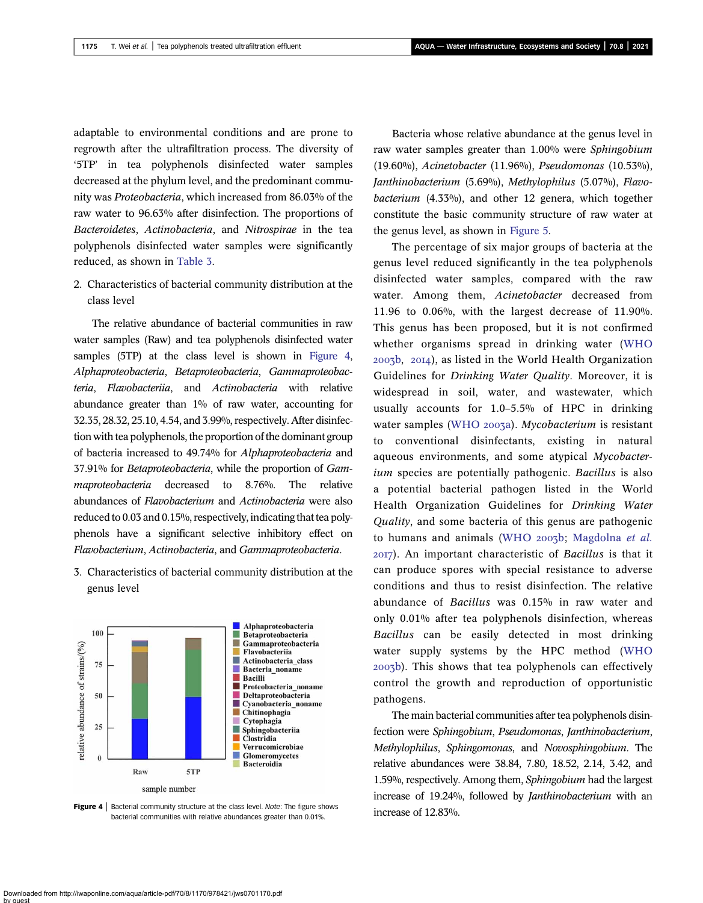adaptable to environmental conditions and are prone to regrowth after the ultrafiltration process. The diversity of '5TP' in tea polyphenols disinfected water samples decreased at the phylum level, and the predominant community was *Proteobacteria*, which increased from 86.03% of the raw water to 96.63% after disinfection. The proportions of *Bacteroidetes*, *Actinobacteria*, and *Nitrospirae* in the tea polyphenols disinfected water samples were significantly reduced, as shown in Table 3.

2. Characteristics of bacterial community distribution at the class level

The relative abundance of bacterial communities in raw water samples (Raw) and tea polyphenols disinfected water samples (5TP) at the class level is shown in Figure 4, *Alphaproteobacteria*, *Betaproteobacteria*, *Gammaproteobacteria*, *Flavobacteriia*, and *Actinobacteria* with relative abundance greater than 1% of raw water, accounting for 32.35, 28.32, 25.10, 4.54, and 3.99%, respectively. After disinfection with tea polyphenols, the proportion of the dominant group of bacteria increased to 49.74% for *Alphaproteobacteria* and 37.91% for *Betaproteobacteria*, while the proportion of *Gammaproteobacteria* decreased to 8.76%. The relative abundances of *Flavobacterium* and *Actinobacteria* were also reduced to 0.03 and 0.15%, respectively, indicating that tea polyphenols have a significant selective inhibitory effect on *Flavobacterium*, *Actinobacteria*, and *Gammaproteobacteria*.

3. Characteristics of bacterial community distribution at the genus level

**Figure 4** | Bacterial community structure at the class level. *Note*: The figure shows bacterial communities with relative abundances greater than 0.01%.

Bacteria whose relative abundance at the genus level in raw water samples greater than 1.00% were *Sphingobium* (19.60%), *Acinetobacter* (11.96%), *Pseudomonas* (10.53%), *Janthinobacterium* (5.69%), *Methylophilus* (5.07%), *Flavobacterium* (4.33%), and other 12 genera, which together constitute the basic community structure of raw water at the genus level, as shown in Figure 5.

The percentage of six major groups of bacteria at the genus level reduced significantly in the tea polyphenols disinfected water samples, compared with the raw water. Among them, *Acinetobacter* decreased from 11.96 to 0.06%, with the largest decrease of 11.90%. This genus has been proposed, but it is not confirmed whether organisms spread in drinking water (WHO 2003b, 2014), as listed in the World Health Organization Guidelines for *Drinking Water Quality*. Moreover, it is widespread in soil, water, and wastewater, which usually accounts for 1.0–5.5% of HPC in drinking water samples (WHO 2003a). *Mycobacterium* is resistant to conventional disinfectants, existing in natural aqueous environments, and some atypical *Mycobacterium* species are potentially pathogenic. *Bacillus* is also a potential bacterial pathogen listed in the World Health Organization Guidelines for *Drinking Water Quality*, and some bacteria of this genus are pathogenic to humans and animals (WHO 2003b; Magdolna *et al.* 2017). An important characteristic of *Bacillus* is that it can produce spores with special resistance to adverse conditions and thus to resist disinfection. The relative abundance of *Bacillus* was 0.15% in raw water and only 0.01% after tea polyphenols disinfection, whereas *Bacillus* can be easily detected in most drinking water supply systems by the HPC method (WHO 2003b). This shows that tea polyphenols can effectively control the growth and reproduction of opportunistic pathogens.

The main bacterial communities after tea polyphenols disinfection were *Sphingobium*, *Pseudomonas*, *Janthinobacterium*, *Methylophilus*, *Sphingomonas*, and *Novosphingobium*. The relative abundances were 38.84, 7.80, 18.52, 2.14, 3.42, and 1.59%, respectively. Among them, *Sphingobium* had the largest increase of 19.24%, followed by *Janthinobacterium* with an increase of 12.83%.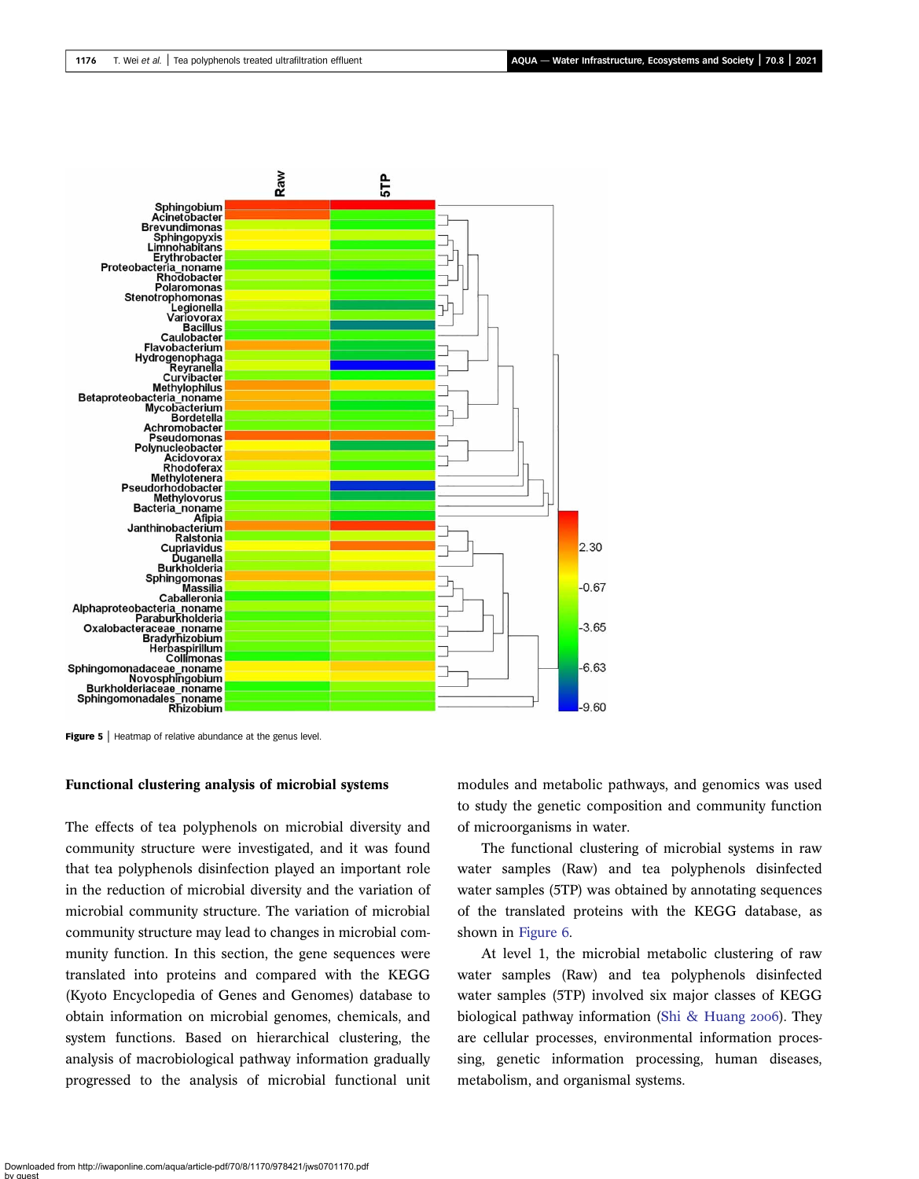Figure 5 | Heatmap of relative abundance at the genus level.

#### Functional clustering analysis of microbial systems

The effects of tea polyphenols on microbial diversity and community structure were investigated, and it was found that tea polyphenols disinfection played an important role in the reduction of microbial diversity and the variation of microbial community structure. The variation of microbial community structure may lead to changes in microbial community function. In this section, the gene sequences were translated into proteins and compared with the KEGG (Kyoto Encyclopedia of Genes and Genomes) database to obtain information on microbial genomes, chemicals, and system functions. Based on hierarchical clustering, the analysis of macrobiological pathway information gradually progressed to the analysis of microbial functional unit modules and metabolic pathways, and genomics was used to study the genetic composition and community function of microorganisms in water.

The functional clustering of microbial systems in raw water samples (Raw) and tea polyphenols disinfected water samples (5TP) was obtained by annotating sequences of the translated proteins with the KEGG database, as shown in Figure 6.

At level 1, the microbial metabolic clustering of raw water samples (Raw) and tea polyphenols disinfected water samples (5TP) involved six major classes of KEGG biological pathway information (Shi & Huang 2006). They are cellular processes, environmental information processing, genetic information processing, human diseases, metabolism, and organismal systems.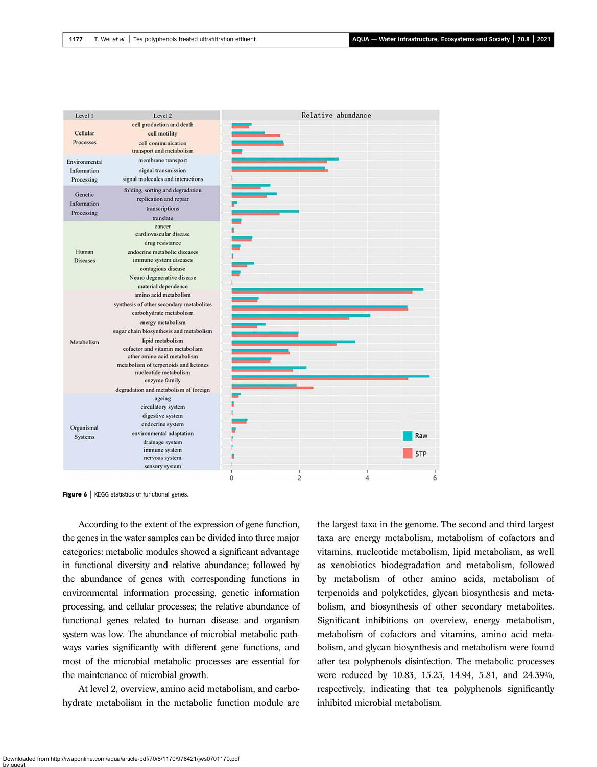Figure 6 | KEGG statistics of functional genes.

According to the extent of the expression of gene function, the genes in the water samples can be divided into three major categories: metabolic modules showed a significant advantage in functional diversity and relative abundance; followed by the abundance of genes with corresponding functions in environmental information processing, genetic information processing, and cellular processes; the relative abundance of functional genes related to human disease and organism system was low. The abundance of microbial metabolic pathways varies significantly with different gene functions, and most of the microbial metabolic processes are essential for the maintenance of microbial growth.

At level 2, overview, amino acid metabolism, and carbohydrate metabolism in the metabolic function module are the largest taxa in the genome. The second and third largest taxa are energy metabolism, metabolism of cofactors and vitamins, nucleotide metabolism, lipid metabolism, as well as xenobiotics biodegradation and metabolism, followed by metabolism of other amino acids, metabolism of terpenoids and polyketides, glycan biosynthesis and metabolism, and biosynthesis of other secondary metabolites. Significant inhibitions on overview, energy metabolism, metabolism of cofactors and vitamins, amino acid metabolism, and glycan biosynthesis and metabolism were found after tea polyphenols disinfection. The metabolic processes were reduced by 10.83, 15.25, 14.94, 5.81, and 24.39%, respectively, indicating that tea polyphenols significantly inhibited microbial metabolism.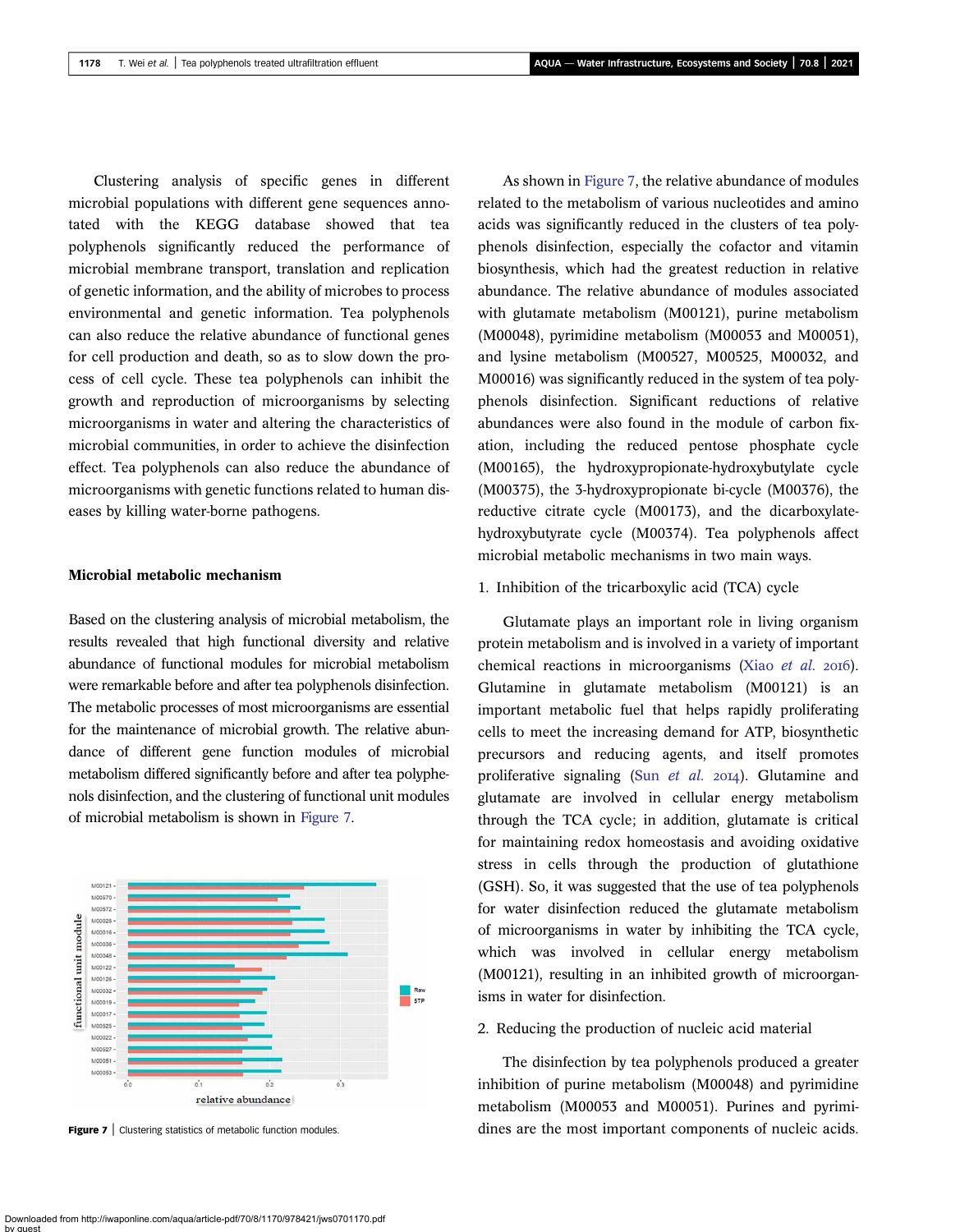Clustering analysis of specific genes in different microbial populations with different gene sequences annotated with the KEGG database showed that tea polyphenols significantly reduced the performance of microbial membrane transport, translation and replication of genetic information, and the ability of microbes to process environmental and genetic information. Tea polyphenols can also reduce the relative abundance of functional genes for cell production and death, so as to slow down the process of cell cycle. These tea polyphenols can inhibit the growth and reproduction of microorganisms by selecting microorganisms in water and altering the characteristics of microbial communities, in order to achieve the disinfection effect. Tea polyphenols can also reduce the abundance of microorganisms with genetic functions related to human diseases by killing water-borne pathogens.

## Microbial metabolic mechanism

Based on the clustering analysis of microbial metabolism, the results revealed that high functional diversity and relative abundance of functional modules for microbial metabolism were remarkable before and after tea polyphenols disinfection. The metabolic processes of most microorganisms are essential for the maintenance of microbial growth. The relative abundance of different gene function modules of microbial metabolism differed significantly before and after tea polyphenols disinfection, and the clustering of functional unit modules of microbial metabolism is shown in Figure 7.

**Figure 7** | Clustering statistics of metabolic function modules.

As shown in Figure 7, the relative abundance of modules related to the metabolism of various nucleotides and amino acids was significantly reduced in the clusters of tea polyphenols disinfection, especially the cofactor and vitamin biosynthesis, which had the greatest reduction in relative abundance. The relative abundance of modules associated with glutamate metabolism (M00121), purine metabolism (M00048), pyrimidine metabolism (M00053 and M00051), and lysine metabolism (M00527, M00525, M00032, and M00016) was significantly reduced in the system of tea polyphenols disinfection. Significant reductions of relative abundances were also found in the module of carbon fixation, including the reduced pentose phosphate cycle (M00165), the hydroxypropionate-hydroxybutylate cycle (M00375), the 3-hydroxypropionate bi-cycle (M00376), the reductive citrate cycle (M00173), and the dicarboxylate-hydroxybutyrate cycle (M00374). Tea polyphenols affect microbial metabolic mechanisms in two main ways.

1. Inhibition of the tricarboxylic acid (TCA) cycle

Glutamate plays an important role in living organism protein metabolism and is involved in a variety of important chemical reactions in microorganisms (Xiao *et al.* 2016). Glutamine in glutamate metabolism (M00121) is an important metabolic fuel that helps rapidly proliferating cells to meet the increasing demand for ATP, biosynthetic precursors and reducing agents, and itself promotes proliferative signaling (Sun *et al.* 2014). Glutamine and glutamate are involved in cellular energy metabolism through the TCA cycle; in addition, glutamate is critical for maintaining redox homeostasis and avoiding oxidative stress in cells through the production of glutathione (GSH). So, it was suggested that the use of tea polyphenols for water disinfection reduced the glutamate metabolism of microorganisms in water by inhibiting the TCA cycle, which was involved in cellular energy metabolism (M00121), resulting in an inhibited growth of microorganisms in water for disinfection.

2. Reducing the production of nucleic acid material

The disinfection by tea polyphenols produced a greater inhibition of purine metabolism (M00048) and pyrimidine metabolism (M00053 and M00051). Purines and pyrimidines are the most important components of nucleic acids.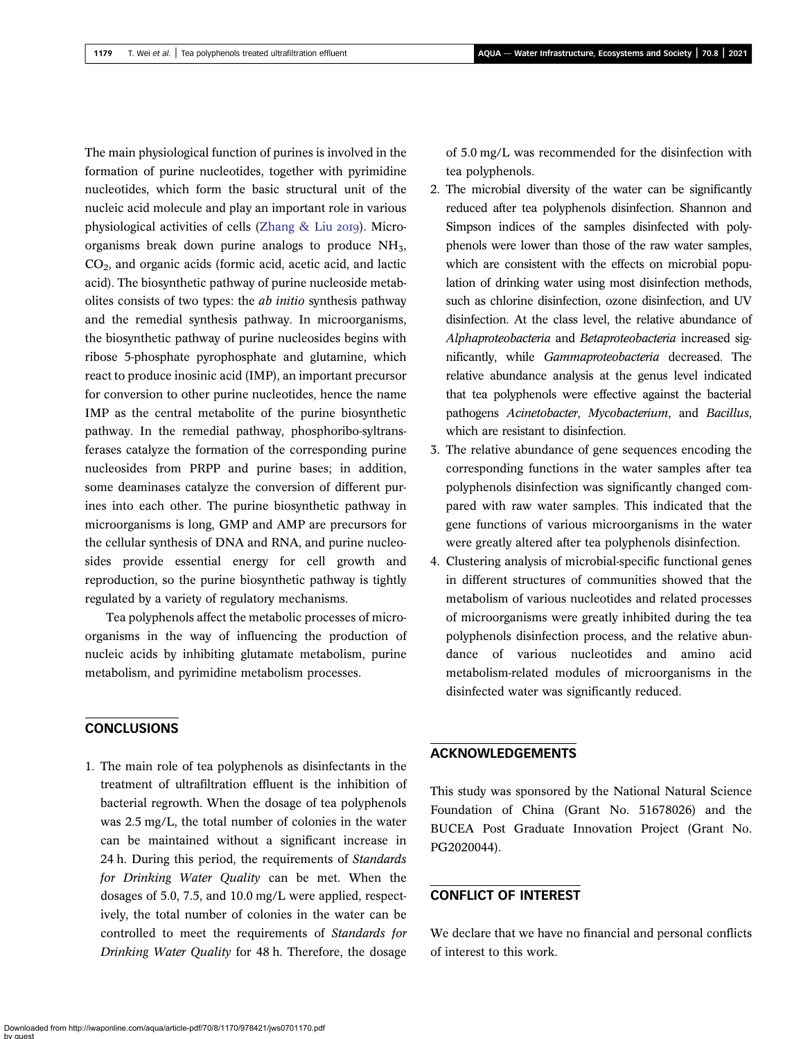The main physiological function of purines is involved in the formation of purine nucleotides, together with pyrimidine nucleotides, which form the basic structural unit of the nucleic acid molecule and play an important role in various physiological activities of cells (Zhang & Liu 2019). Microorganisms break down purine analogs to produce $NH_3$, $CO_2$, and organic acids (formic acid, acetic acid, and lactic acid). The biosynthetic pathway of purine nucleoside metabolites consists of two types: the *ab initio* synthesis pathway and the remedial synthesis pathway. In microorganisms, the biosynthetic pathway of purine nucleosides begins with ribose 5-phosphate pyrophosphate and glutamine, which react to produce inosinic acid (IMP), an important precursor for conversion to other purine nucleotides, hence the name IMP as the central metabolite of the purine biosynthetic pathway. In the remedial pathway, phosphoribo-syltransferases catalyze the formation of the corresponding purine nucleosides from PRPP and purine bases; in addition, some deaminases catalyze the conversion of different purines into each other. The purine biosynthetic pathway in microorganisms is long, GMP and AMP are precursors for the cellular synthesis of DNA and RNA, and purine nucleosides provide essential energy for cell growth and reproduction, so the purine biosynthetic pathway is tightly regulated by a variety of regulatory mechanisms.

Tea polyphenols affect the metabolic processes of microorganisms in the way of influencing the production of nucleic acids by inhibiting glutamate metabolism, purine metabolism, and pyrimidine metabolism processes.

## CONCLUSIONS

1. The main role of tea polyphenols as disinfectants in the treatment of ultrafiltration effluent is the inhibition of bacterial regrowth. When the dosage of tea polyphenols was 2.5 mg/L, the total number of colonies in the water can be maintained without a significant increase in 24 h. During this period, the requirements of *Standards for Drinking Water Quality* can be met. When the dosages of 5.0, 7.5, and 10.0 mg/L were applied, respectively, the total number of colonies in the water can be controlled to meet the requirements of *Standards for Drinking Water Quality* for 48 h. Therefore, the dosage of 5.0 mg/L was recommended for the disinfection with tea polyphenols.
2. The microbial diversity of the water can be significantly reduced after tea polyphenols disinfection. Shannon and Simpson indices of the samples disinfected with polyphenols were lower than those of the raw water samples, which are consistent with the effects on microbial population of drinking water using most disinfection methods, such as chlorine disinfection, ozone disinfection, and UV disinfection. At the class level, the relative abundance of *Alphaproteobacteria* and *Betaproteobacteria* increased significantly, while *Gammaproteobacteria* decreased. The relative abundance analysis at the genus level indicated that tea polyphenols were effective against the bacterial pathogens *Acinetobacter*, *Mycobacterium*, and *Bacillus*, which are resistant to disinfection.
3. The relative abundance of gene sequences encoding the corresponding functions in the water samples after tea polyphenols disinfection was significantly changed compared with raw water samples. This indicated that the gene functions of various microorganisms in the water were greatly altered after tea polyphenols disinfection.
4. Clustering analysis of microbial-specific functional genes in different structures of communities showed that the metabolism of various nucleotides and related processes of microorganisms were greatly inhibited during the tea polyphenols disinfection process, and the relative abundance of various nucleotides and amino acid metabolism-related modules of microorganisms in the disinfected water was significantly reduced.

## ACKNOWLEDGEMENTS

This study was sponsored by the National Natural Science Foundation of China (Grant No. 51678026) and the BUCEA Post Graduate Innovation Project (Grant No. PG2020044).

## CONFLICT OF INTEREST

We declare that we have no financial and personal conflicts of interest to this work.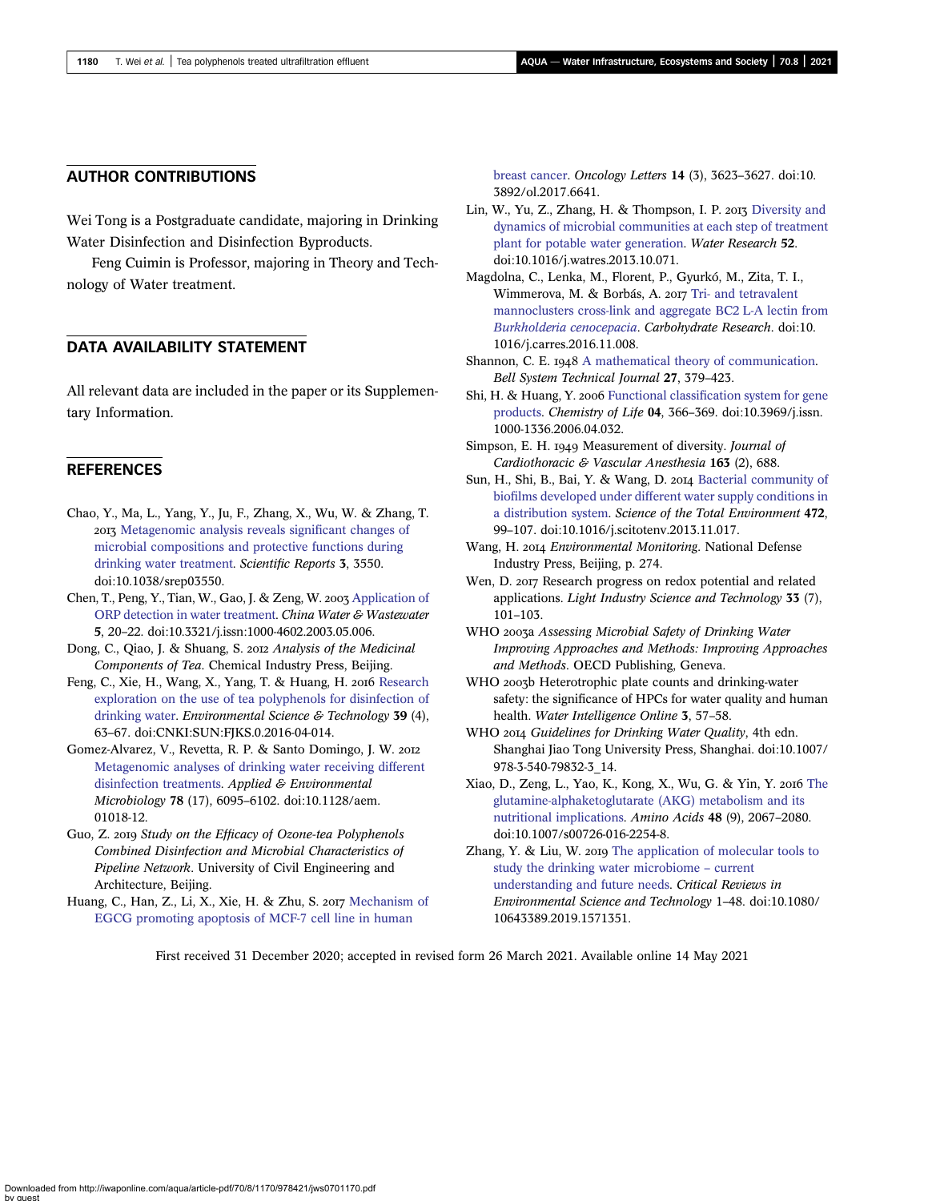## AUTHOR CONTRIBUTIONS

Wei Tong is a Postgraduate candidate, majoring in Drinking Water Disinfection and Disinfection Byproducts.

Feng Cuimin is Professor, majoring in Theory and Technology of Water treatment.

## DATA AVAILABILITY STATEMENT

All relevant data are included in the paper or its Supplementary Information.

## REFERENCES

Chao, Y., Ma, L., Yang, Y., Ju, F., Zhang, X., Wu, W. & Zhang, T. 2013 Metagenomic analysis reveals significant changes of microbial compositions and protective functions during drinking water treatment. *Scientific Reports* **3**, 3550. doi:10.1038/srep03550.

Chen, T., Peng, Y., Tian, W., Gao, J. & Zeng, W. 2003 Application of ORP detection in water treatment. *China Water & Wastewater* **5**, 20–22. doi:10.3321/j.issn:1000-4602.2003.05.006.

Dong, C., Qiao, J. & Shuang, S. 2012 *Analysis of the Medicinal Components of Tea*. Chemical Industry Press, Beijing.

Feng, C., Xie, H., Wang, X., Yang, T. & Huang, H. 2016 Research exploration on the use of tea polyphenols for disinfection of drinking water. *Environmental Science & Technology* **39** (4), 63–67. doi:CNKI:SUN:FJKS.0.2016-04-014.

Gomez-Alvarez, V., Revetta, R. P. & Santo Domingo, J. W. 2012 Metagenomic analyses of drinking water receiving different disinfection treatments. *Applied & Environmental Microbiology* **78** (17), 6095–6102. doi:10.1128/aem.01018-12.

Guo, Z. 2019 *Study on the Efficacy of Ozone-tea Polyphenols Combined Disinfection and Microbial Characteristics of Pipeline Network*. University of Civil Engineering and Architecture, Beijing.

Huang, C., Han, Z., Li, X., Xie, H. & Zhu, S. 2017 Mechanism of EGCG promoting apoptosis of MCF-7 cell line in human breast cancer. *Oncology Letters* **14** (3), 3623–3627. doi:10.3892/ol.2017.6641.

Lin, W., Yu, Z., Zhang, H. & Thompson, I. P. 2013 Diversity and dynamics of microbial communities at each step of treatment plant for potable water generation. *Water Research* **52**. doi:10.1016/j.watres.2013.10.071.

Magdolna, C., Lenka, M., Florent, P., Gyurkó, M., Zita, T. I., Wimmerova, M. & Borbás, A. 2017 Tri- and tetravalent mannoclusters cross-link and aggregate BC2 L-A lectin from *Burkholderia cenocepacia*. *Carbohydrate Research*. doi:10.1016/j.carres.2016.11.008.

Shannon, C. E. 1948 A mathematical theory of communication. *Bell System Technical Journal* **27**, 379–423.

Shi, H. & Huang, Y. 2006 Functional classification system for gene products. *Chemistry of Life* **04**, 366–369. doi:10.3969/j.issn.1000-1336.2006.04.032.

Simpson, E. H. 1949 Measurement of diversity. *Journal of Cardiothoracic & Vascular Anesthesia* **163** (2), 688.

Sun, H., Shi, B., Bai, Y. & Wang, D. 2014 Bacterial community of biofilms developed under different water supply conditions in a distribution system. *Science of the Total Environment* **472**, 99–107. doi:10.1016/j.scitotenv.2013.11.017.

Wang, H. 2014 *Environmental Monitoring*. National Defense Industry Press, Beijing, p. 274.

Wen, D. 2017 Research progress on redox potential and related applications. *Light Industry Science and Technology* **33** (7), 101–103.

WHO 2003a *Assessing Microbial Safety of Drinking Water Improving Approaches and Methods: Improving Approaches and Methods*. OECD Publishing, Geneva.

WHO 2003b Heterotrophic plate counts and drinking-water safety: the significance of HPCs for water quality and human health. *Water Intelligence Online* **3**, 57–58.

WHO 2014 *Guidelines for Drinking Water Quality*, 4th edn. Shanghai Jiao Tong University Press, Shanghai. doi:10.1007/978-3-540-79832-3_14.

Xiao, D., Zeng, L., Yao, K., Kong, X., Wu, G. & Yin, Y. 2016 The glutamine-alphaketoglutarate (AKG) metabolism and its nutritional implications. *Amino Acids* **48** (9), 2067–2080. doi:10.1007/s00726-016-2254-8.

Zhang, Y. & Liu, W. 2019 The application of molecular tools to study the drinking water microbiome – current understanding and future needs. *Critical Reviews in Environmental Science and Technology* 1–48. doi:10.1080/10643389.2019.1571351.

First received 31 December 2020; accepted in revised form 26 March 2021. Available online 14 May 2021